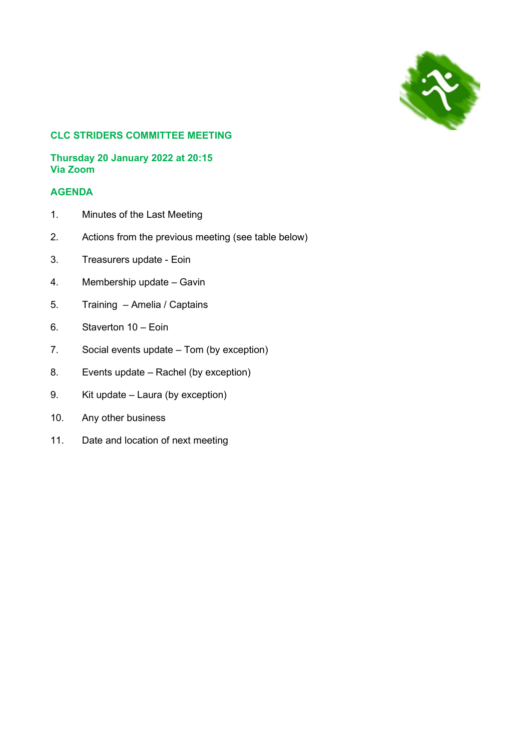# CLC STRIDERS COMMITTEE MEETING

**Thursday 20 January 2022 at 20:15**
**Via Zoom**

## AGENDA

1. Minutes of the Last Meeting
2. Actions from the previous meeting (see table below)
3. Treasurers update - Eoin
4. Membership update – Gavin
5. Training – Amelia / Captains
6. Staverton 10 – Eoin
7. Social events update – Tom (by exception)
8. Events update – Rachel (by exception)
9. Kit update – Laura (by exception)
10. Any other business
11. Date and location of next meeting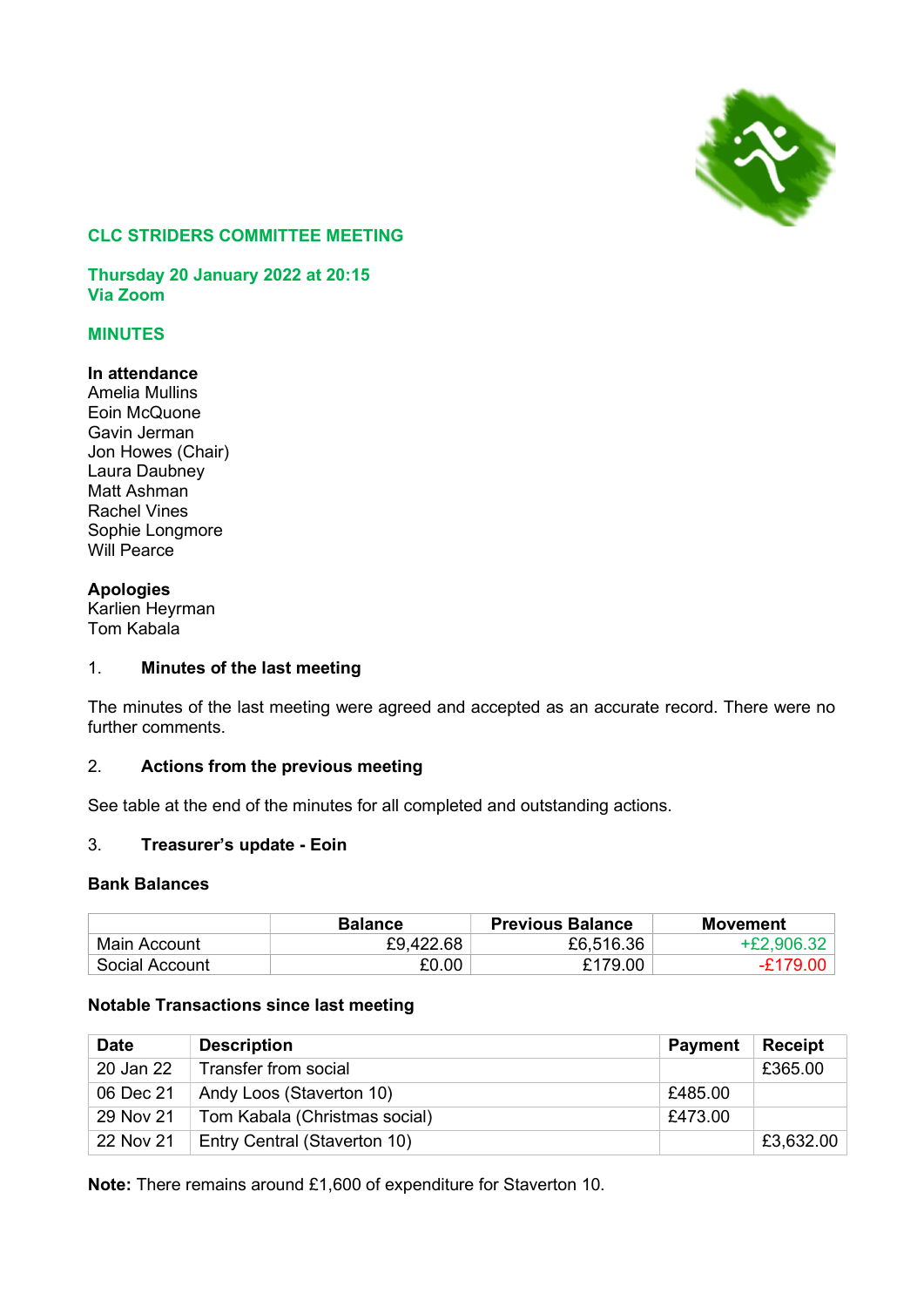**CLC STRIDERS COMMITTEE MEETING**

**Thursday 20 January 2022 at 20:15**
**Via Zoom**

**MINUTES**

**In attendance**
Amelia Mullins
Eoin McQuone
Gavin Jerman
Jon Howes (Chair)
Laura Daubney
Matt Ashman
Rachel Vines
Sophie Longmore
Will Pearce

**Apologies**
Karlien Heyrman
Tom Kabala

1. **Minutes of the last meeting**

The minutes of the last meeting were agreed and accepted as an accurate record. There were no further comments.

2. **Actions from the previous meeting**

See table at the end of the minutes for all completed and outstanding actions.

3. **Treasurer's update - Eoin**

**Bank Balances**

| | Balance | Previous Balance | Movement |
|---|---|---|---|
| Main Account | £9,422.68 | £6,516.36 | +£2,906.32 |
| Social Account | £0.00 | £179.00 | -£179.00 |

**Notable Transactions since last meeting**

| Date | Description | Payment | Receipt |
|---|---|---|---|
| 20 Jan 22 | Transfer from social | | £365.00 |
| 06 Dec 21 | Andy Loos (Staverton 10) | £485.00 | |
| 29 Nov 21 | Tom Kabala (Christmas social) | £473.00 | |
| 22 Nov 21 | Entry Central (Staverton 10) | | £3,632.00 |

**Note:** There remains around £1,600 of expenditure for Staverton 10.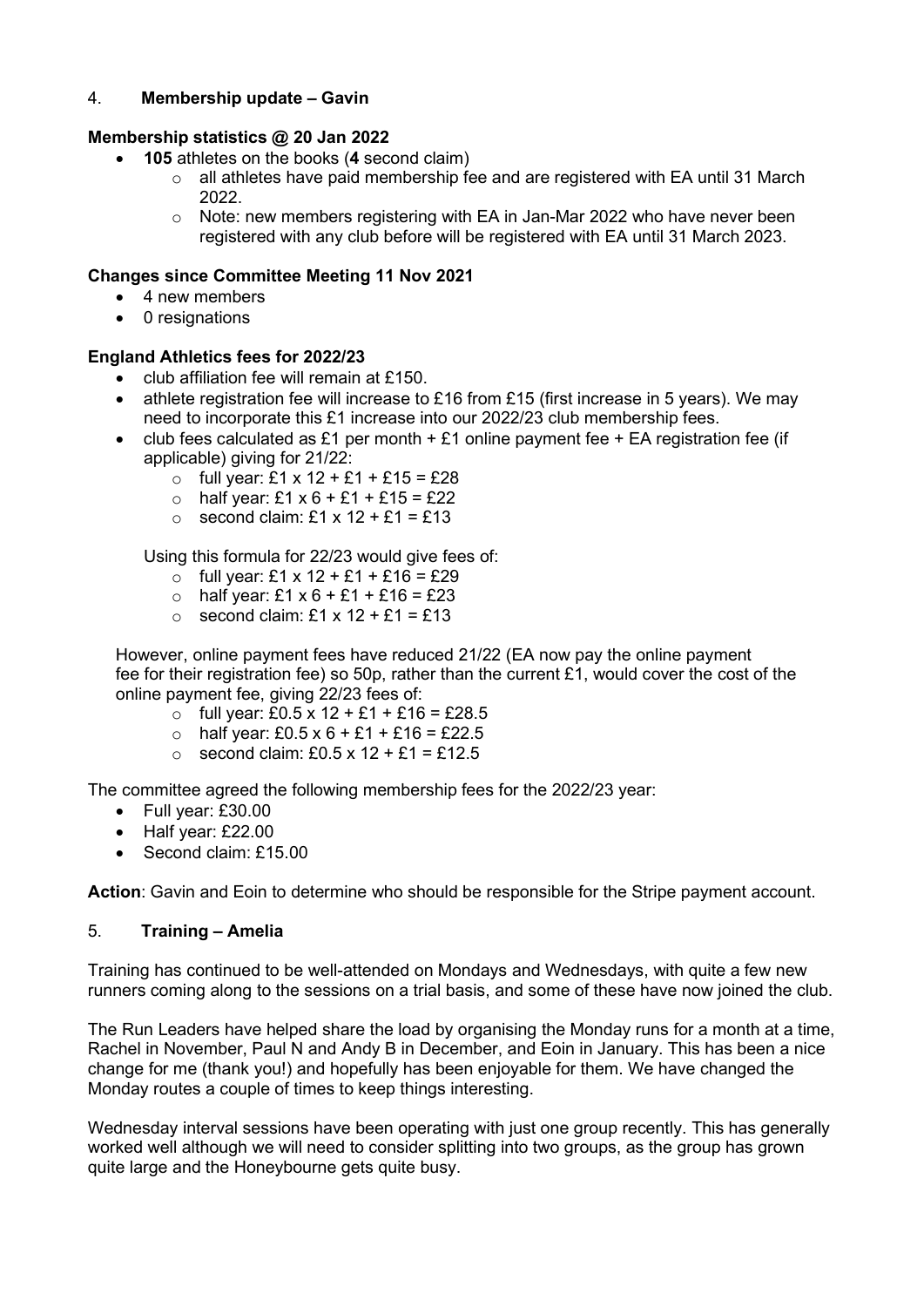## 4. Membership update – Gavin

**Membership statistics @ 20 Jan 2022**

- **105** athletes on the books (**4** second claim)
  - all athletes have paid membership fee and are registered with EA until 31 March 2022.
  - Note: new members registering with EA in Jan-Mar 2022 who have never been registered with any club before will be registered with EA until 31 March 2023.

**Changes since Committee Meeting 11 Nov 2021**

- 4 new members
- 0 resignations

**England Athletics fees for 2022/23**

- club affiliation fee will remain at £150.
- athlete registration fee will increase to £16 from £15 (first increase in 5 years). We may need to incorporate this £1 increase into our 2022/23 club membership fees.
- club fees calculated as £1 per month + £1 online payment fee + EA registration fee (if applicable) giving for 21/22:
  - full year: £1 x 12 + £1 + £15 = £28
  - half year: £1 x 6 + £1 + £15 = £22
  - second claim: £1 x 12 + £1 = £13

  Using this formula for 22/23 would give fees of:
  - full year: £1 x 12 + £1 + £16 = £29
  - half year: £1 x 6 + £1 + £16 = £23
  - second claim: £1 x 12 + £1 = £13

  However, online payment fees have reduced 21/22 (EA now pay the online payment fee for their registration fee) so 50p, rather than the current £1, would cover the cost of the online payment fee, giving 22/23 fees of:
  - full year: £0.5 x 12 + £1 + £16 = £28.5
  - half year: £0.5 x 6 + £1 + £16 = £22.5
  - second claim: £0.5 x 12 + £1 = £12.5

The committee agreed the following membership fees for the 2022/23 year:

- Full year: £30.00
- Half year: £22.00
- Second claim: £15.00

**Action**: Gavin and Eoin to determine who should be responsible for the Stripe payment account.

## 5. Training – Amelia

Training has continued to be well-attended on Mondays and Wednesdays, with quite a few new runners coming along to the sessions on a trial basis, and some of these have now joined the club.

The Run Leaders have helped share the load by organising the Monday runs for a month at a time, Rachel in November, Paul N and Andy B in December, and Eoin in January. This has been a nice change for me (thank you!) and hopefully has been enjoyable for them. We have changed the Monday routes a couple of times to keep things interesting.

Wednesday interval sessions have been operating with just one group recently. This has generally worked well although we will need to consider splitting into two groups, as the group has grown quite large and the Honeybourne gets quite busy.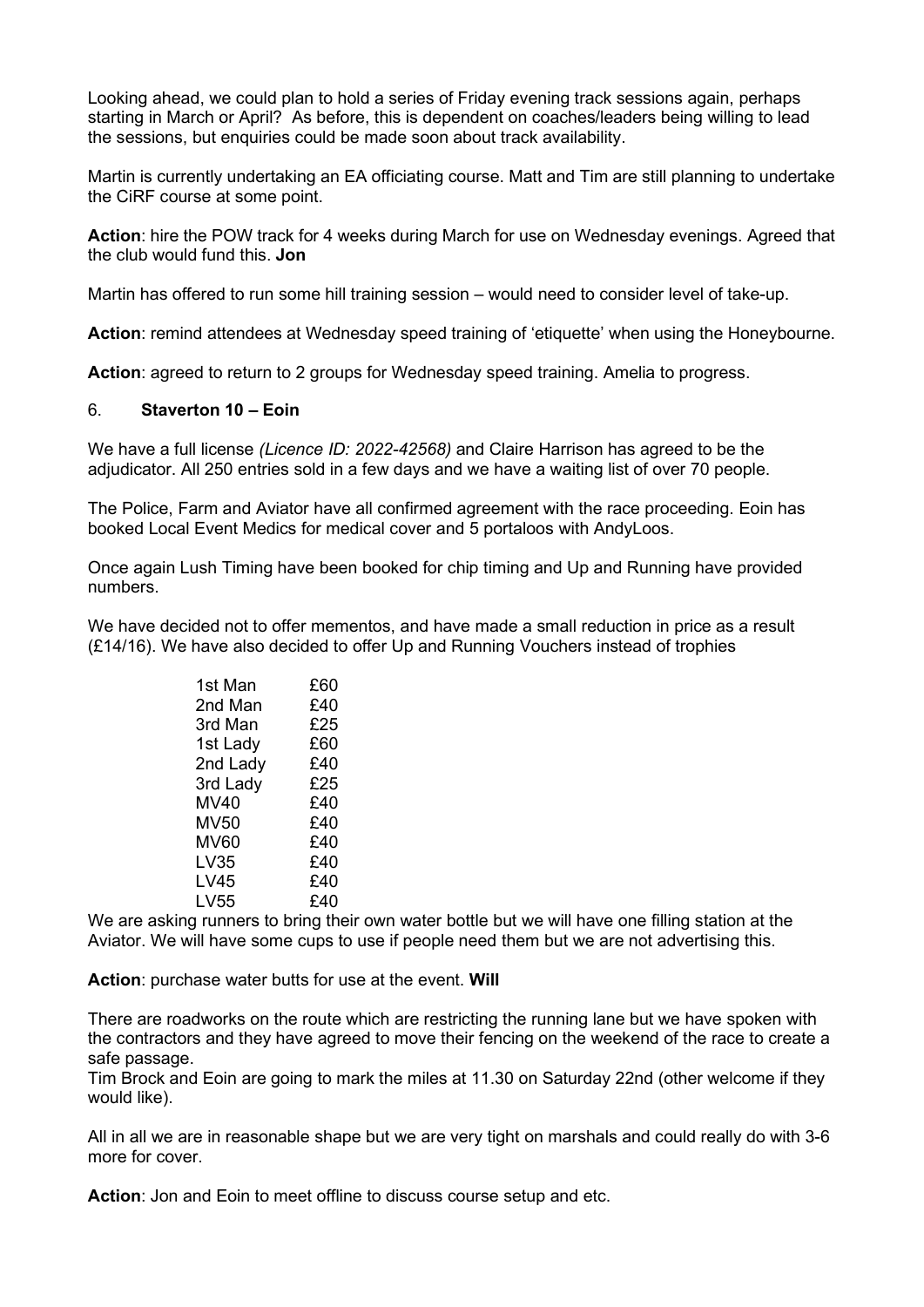Looking ahead, we could plan to hold a series of Friday evening track sessions again, perhaps starting in March or April? As before, this is dependent on coaches/leaders being willing to lead the sessions, but enquiries could be made soon about track availability.

Martin is currently undertaking an EA officiating course. Matt and Tim are still planning to undertake the CiRF course at some point.

**Action**: hire the POW track for 4 weeks during March for use on Wednesday evenings. Agreed that the club would fund this. **Jon**

Martin has offered to run some hill training session – would need to consider level of take-up.

**Action**: remind attendees at Wednesday speed training of 'etiquette' when using the Honeybourne.

**Action**: agreed to return to 2 groups for Wednesday speed training. Amelia to progress.

## 6. Staverton 10 – Eoin

We have a full license *(Licence ID: 2022-42568)* and Claire Harrison has agreed to be the adjudicator. All 250 entries sold in a few days and we have a waiting list of over 70 people.

The Police, Farm and Aviator have all confirmed agreement with the race proceeding. Eoin has booked Local Event Medics for medical cover and 5 portaloos with AndyLoos.

Once again Lush Timing have been booked for chip timing and Up and Running have provided numbers.

We have decided not to offer mementos, and have made a small reduction in price as a result (£14/16). We have also decided to offer Up and Running Vouchers instead of trophies

| | |
|---|---|
| 1st Man | £60 |
| 2nd Man | £40 |
| 3rd Man | £25 |
| 1st Lady | £60 |
| 2nd Lady | £40 |
| 3rd Lady | £25 |
| MV40 | £40 |
| MV50 | £40 |
| MV60 | £40 |
| LV35 | £40 |
| LV45 | £40 |
| LV55 | £40 |

We are asking runners to bring their own water bottle but we will have one filling station at the Aviator. We will have some cups to use if people need them but we are not advertising this.

**Action**: purchase water butts for use at the event. **Will**

There are roadworks on the route which are restricting the running lane but we have spoken with the contractors and they have agreed to move their fencing on the weekend of the race to create a safe passage.

Tim Brock and Eoin are going to mark the miles at 11.30 on Saturday 22nd (other welcome if they would like).

All in all we are in reasonable shape but we are very tight on marshals and could really do with 3-6 more for cover.

**Action**: Jon and Eoin to meet offline to discuss course setup and etc.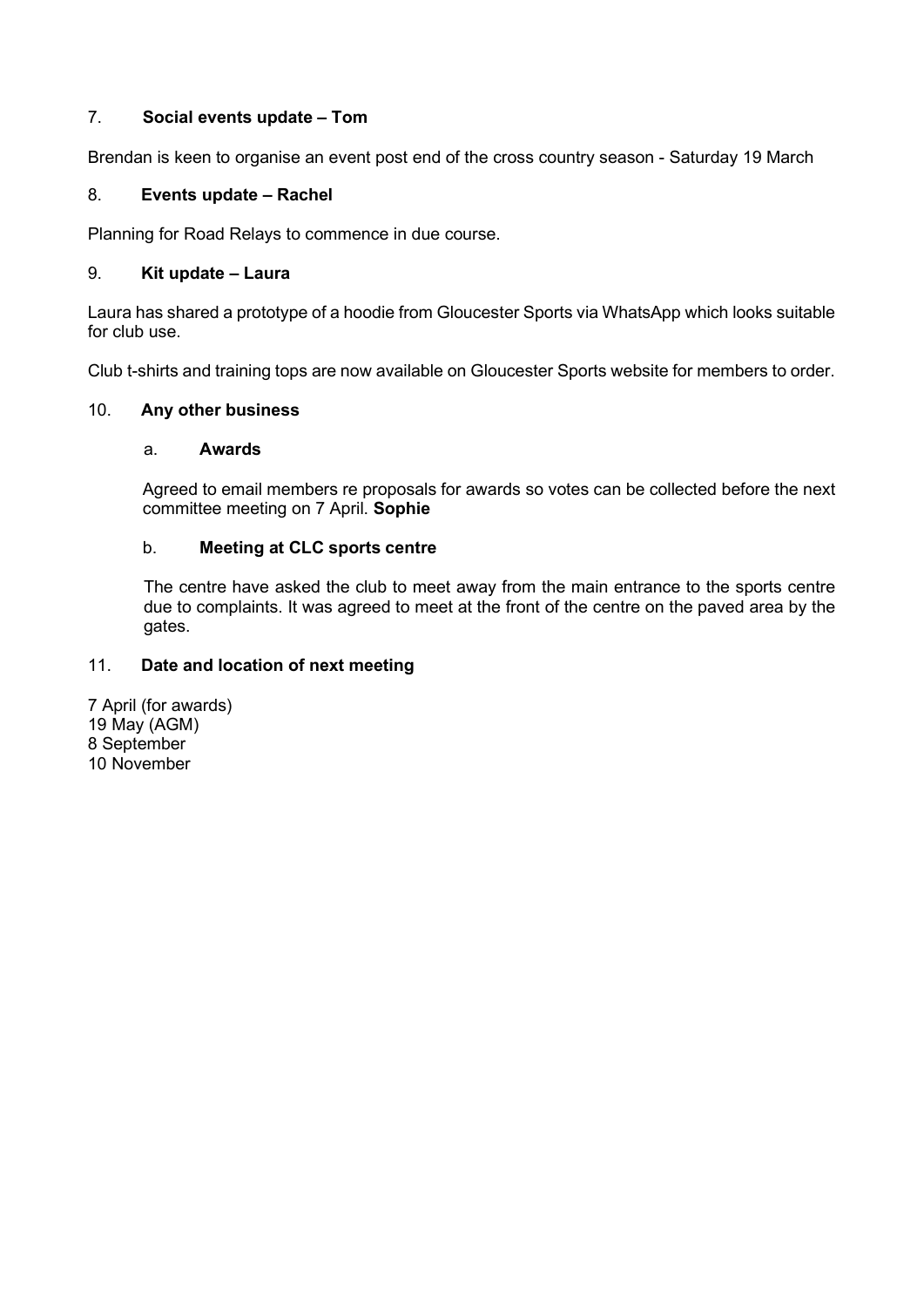## 7. Social events update – Tom

Brendan is keen to organise an event post end of the cross country season - Saturday 19 March

## 8. Events update – Rachel

Planning for Road Relays to commence in due course.

## 9. Kit update – Laura

Laura has shared a prototype of a hoodie from Gloucester Sports via WhatsApp which looks suitable for club use.

Club t-shirts and training tops are now available on Gloucester Sports website for members to order.

## 10. Any other business

### a. Awards

Agreed to email members re proposals for awards so votes can be collected before the next committee meeting on 7 April. **Sophie**

### b. Meeting at CLC sports centre

The centre have asked the club to meet away from the main entrance to the sports centre due to complaints. It was agreed to meet at the front of the centre on the paved area by the gates.

## 11. Date and location of next meeting

7 April (for awards)
19 May (AGM)
8 September
10 November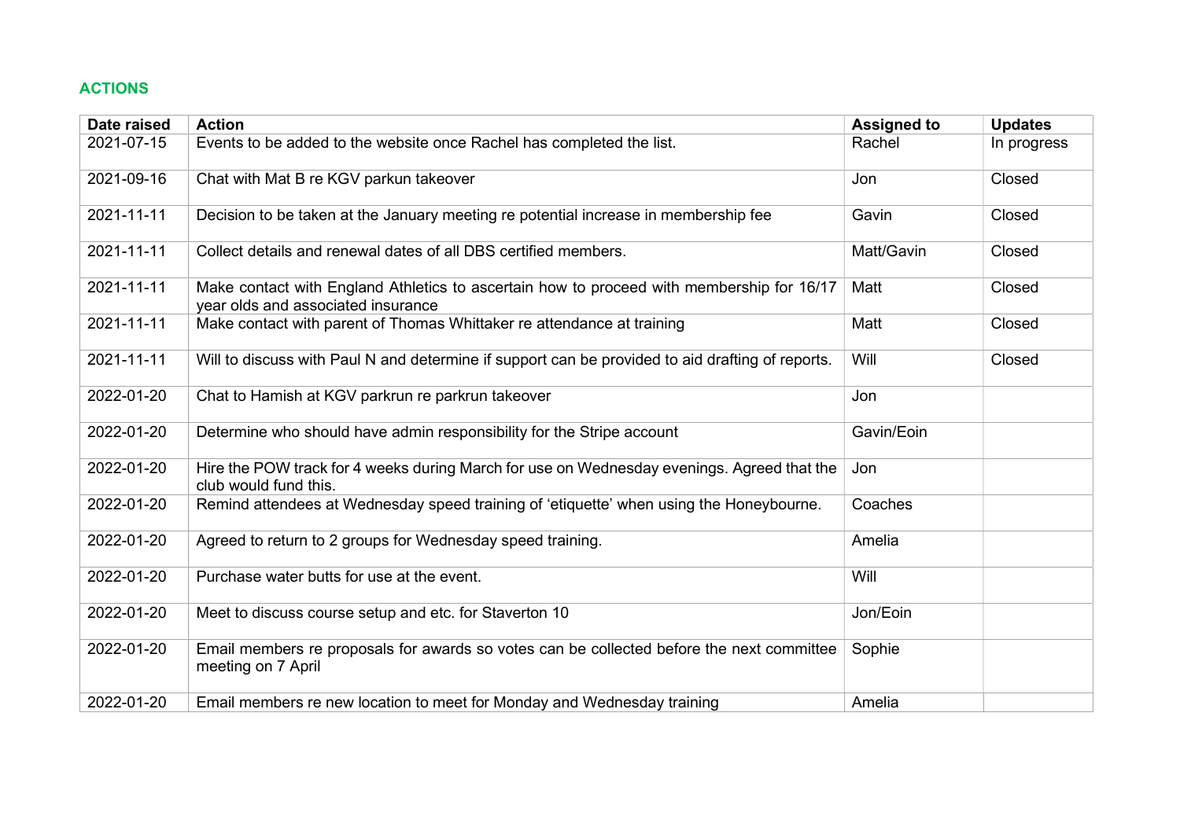## ACTIONS

| Date raised | Action | Assigned to | Updates |
|---|---|---|---|
| 2021-07-15 | Events to be added to the website once Rachel has completed the list. | Rachel | In progress |
| 2021-09-16 | Chat with Mat B re KGV parkun takeover | Jon | Closed |
| 2021-11-11 | Decision to be taken at the January meeting re potential increase in membership fee | Gavin | Closed |
| 2021-11-11 | Collect details and renewal dates of all DBS certified members. | Matt/Gavin | Closed |
| 2021-11-11 | Make contact with England Athletics to ascertain how to proceed with membership for 16/17 year olds and associated insurance | Matt | Closed |
| 2021-11-11 | Make contact with parent of Thomas Whittaker re attendance at training | Matt | Closed |
| 2021-11-11 | Will to discuss with Paul N and determine if support can be provided to aid drafting of reports. | Will | Closed |
| 2022-01-20 | Chat to Hamish at KGV parkrun re parkrun takeover | Jon | |
| 2022-01-20 | Determine who should have admin responsibility for the Stripe account | Gavin/Eoin | |
| 2022-01-20 | Hire the POW track for 4 weeks during March for use on Wednesday evenings. Agreed that the club would fund this. | Jon | |
| 2022-01-20 | Remind attendees at Wednesday speed training of 'etiquette' when using the Honeybourne. | Coaches | |
| 2022-01-20 | Agreed to return to 2 groups for Wednesday speed training. | Amelia | |
| 2022-01-20 | Purchase water butts for use at the event. | Will | |
| 2022-01-20 | Meet to discuss course setup and etc. for Staverton 10 | Jon/Eoin | |
| 2022-01-20 | Email members re proposals for awards so votes can be collected before the next committee meeting on 7 April | Sophie | |
| 2022-01-20 | Email members re new location to meet for Monday and Wednesday training | Amelia | |